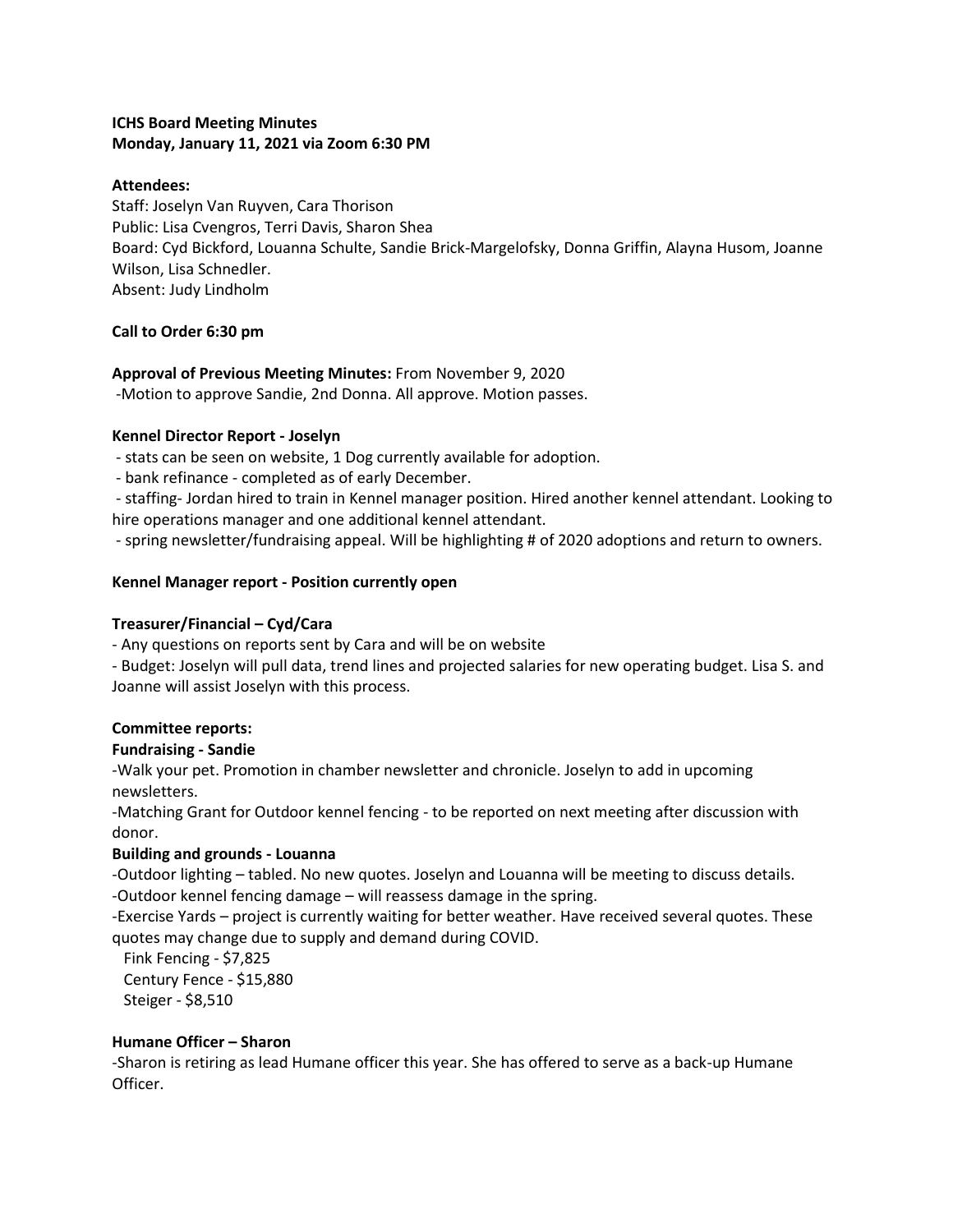**ICHS Board Meeting Minutes**
**Monday, January 11, 2021 via Zoom 6:30 PM**

**Attendees:**
Staff: Joselyn Van Ruyven, Cara Thorison
Public: Lisa Cvengros, Terri Davis, Sharon Shea
Board: Cyd Bickford, Louanna Schulte, Sandie Brick-Margelofsky, Donna Griffin, Alayna Husom, Joanne Wilson, Lisa Schnedler.
Absent: Judy Lindholm

**Call to Order 6:30 pm**

**Approval of Previous Meeting Minutes:** From November 9, 2020
-Motion to approve Sandie, 2nd Donna. All approve. Motion passes.

**Kennel Director Report - Joselyn**
- stats can be seen on website, 1 Dog currently available for adoption.
- bank refinance - completed as of early December.
- staffing- Jordan hired to train in Kennel manager position. Hired another kennel attendant. Looking to hire operations manager and one additional kennel attendant.
- spring newsletter/fundraising appeal. Will be highlighting # of 2020 adoptions and return to owners.

**Kennel Manager report - Position currently open**

**Treasurer/Financial – Cyd/Cara**
- Any questions on reports sent by Cara and will be on website
- Budget: Joselyn will pull data, trend lines and projected salaries for new operating budget. Lisa S. and Joanne will assist Joselyn with this process.

**Committee reports:**

**Fundraising - Sandie**
-Walk your pet. Promotion in chamber newsletter and chronicle. Joselyn to add in upcoming newsletters.
-Matching Grant for Outdoor kennel fencing - to be reported on next meeting after discussion with donor.

**Building and grounds - Louanna**
-Outdoor lighting – tabled. No new quotes. Joselyn and Louanna will be meeting to discuss details.
-Outdoor kennel fencing damage – will reassess damage in the spring.
-Exercise Yards – project is currently waiting for better weather. Have received several quotes. These quotes may change due to supply and demand during COVID.
  Fink Fencing - $7,825
  Century Fence - $15,880
  Steiger - $8,510

**Humane Officer – Sharon**
-Sharon is retiring as lead Humane officer this year. She has offered to serve as a back-up Humane Officer.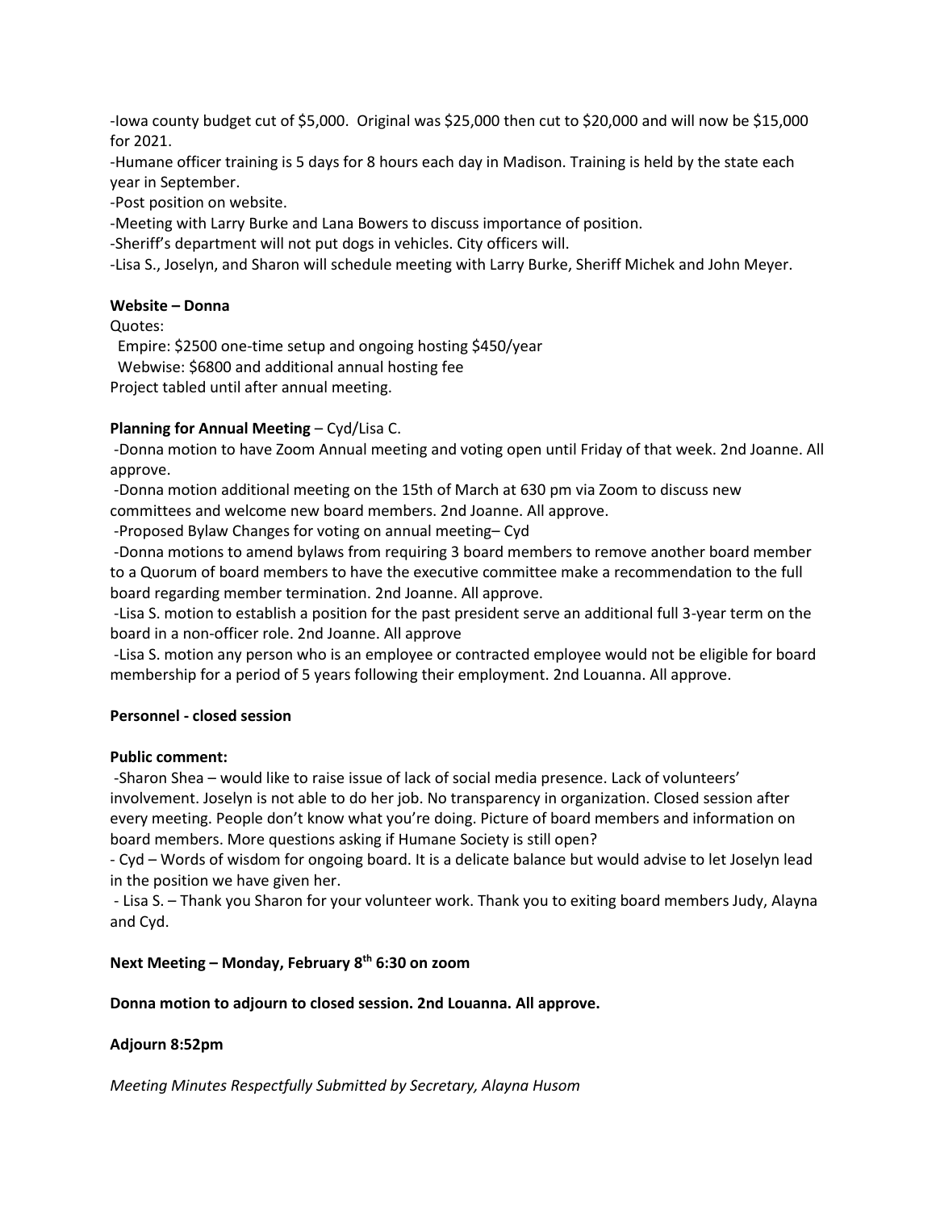-Iowa county budget cut of $5,000. Original was $25,000 then cut to $20,000 and will now be $15,000 for 2021.

-Humane officer training is 5 days for 8 hours each day in Madison. Training is held by the state each year in September.

-Post position on website.

-Meeting with Larry Burke and Lana Bowers to discuss importance of position.

-Sheriff's department will not put dogs in vehicles. City officers will.

-Lisa S., Joselyn, and Sharon will schedule meeting with Larry Burke, Sheriff Michek and John Meyer.

**Website – Donna**

Quotes:

Empire: $2500 one-time setup and ongoing hosting $450/year

Webwise: $6800 and additional annual hosting fee

Project tabled until after annual meeting.

**Planning for Annual Meeting** – Cyd/Lisa C.

-Donna motion to have Zoom Annual meeting and voting open until Friday of that week. 2nd Joanne. All approve.

-Donna motion additional meeting on the 15th of March at 630 pm via Zoom to discuss new committees and welcome new board members. 2nd Joanne. All approve.

-Proposed Bylaw Changes for voting on annual meeting– Cyd

-Donna motions to amend bylaws from requiring 3 board members to remove another board member to a Quorum of board members to have the executive committee make a recommendation to the full board regarding member termination. 2nd Joanne. All approve.

-Lisa S. motion to establish a position for the past president serve an additional full 3-year term on the board in a non-officer role. 2nd Joanne. All approve

-Lisa S. motion any person who is an employee or contracted employee would not be eligible for board membership for a period of 5 years following their employment. 2nd Louanna. All approve.

**Personnel - closed session**

**Public comment:**

-Sharon Shea – would like to raise issue of lack of social media presence. Lack of volunteers' involvement. Joselyn is not able to do her job. No transparency in organization. Closed session after every meeting. People don't know what you're doing. Picture of board members and information on board members. More questions asking if Humane Society is still open?

- Cyd – Words of wisdom for ongoing board. It is a delicate balance but would advise to let Joselyn lead in the position we have given her.

- Lisa S. – Thank you Sharon for your volunteer work. Thank you to exiting board members Judy, Alayna and Cyd.

**Next Meeting – Monday, February 8th 6:30 on zoom**

**Donna motion to adjourn to closed session. 2nd Louanna. All approve.**

**Adjourn 8:52pm**

*Meeting Minutes Respectfully Submitted by Secretary, Alayna Husom*